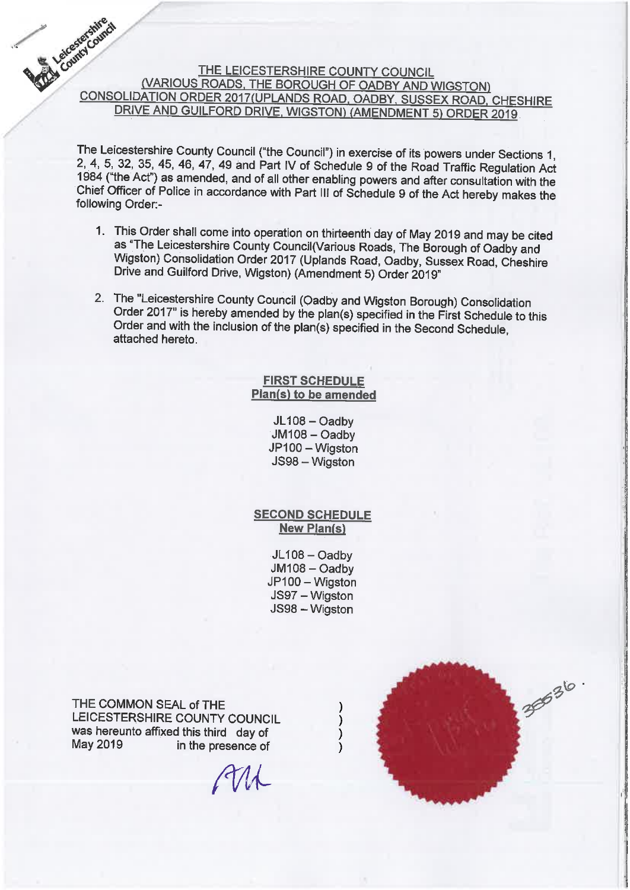## THE LEICESTERSHIRE COUNTY COUNCIL (VARIOUS ROADS, THE BOROUGH OF OADBY AND WIGSTON) CONSOLIDATION ORDER 2017(UPLANDS ROAD, OADBY, SUSSEX ROAD, CHESHIRE DRIVE AND GUILFORD DRIVE, WIGSTON) (AMENDMENT 5) ORDER 2019

The Leicestershire County Council ("the Council") in exercise of its powers under Sections 1, 2, 4, 5, 32, 35, 45, 46, 47, 49 and Part IV of Schedule 9 of the Road Traffic Regulation Act 1984 ("the Act") as amended, and of all other enabling powers and after consultation with the Chief Officer of Police in accordance with Part III of Schedule 9 of the Act hereby makes the following Order:-

1. This Order shall come into operation on thirteenth day of May 2019 and may be cited as "The Leicestershire County Council(Various Roads, The Borough of Oadby and Wigston) Consolidation Order 2017 (Uplands Road, Oadby, Sussex Road, Cheshire Drive and Guilford Drive, Wigston) (Amendment 5) Order 2019"
2. The "Leicestershire County Council (Oadby and Wigston Borough) Consolidation Order 2017" is hereby amended by the plan(s) specified in the First Schedule to this Order and with the inclusion of the plan(s) specified in the Second Schedule, attached hereto.

### FIRST SCHEDULE
### Plan(s) to be amended

JL108 – Oadby
JM108 – Oadby
JP100 – Wigston
JS98 – Wigston

### SECOND SCHEDULE
### New Plan(s)

JL108 – Oadby
JM108 – Oadby
JP100 – Wigston
JS97 – Wigston
JS98 – Wigston

THE COMMON SEAL of THE LEICESTERSHIRE COUNTY COUNCIL was hereunto affixed this third day of May 2019 in the presence of )

35536.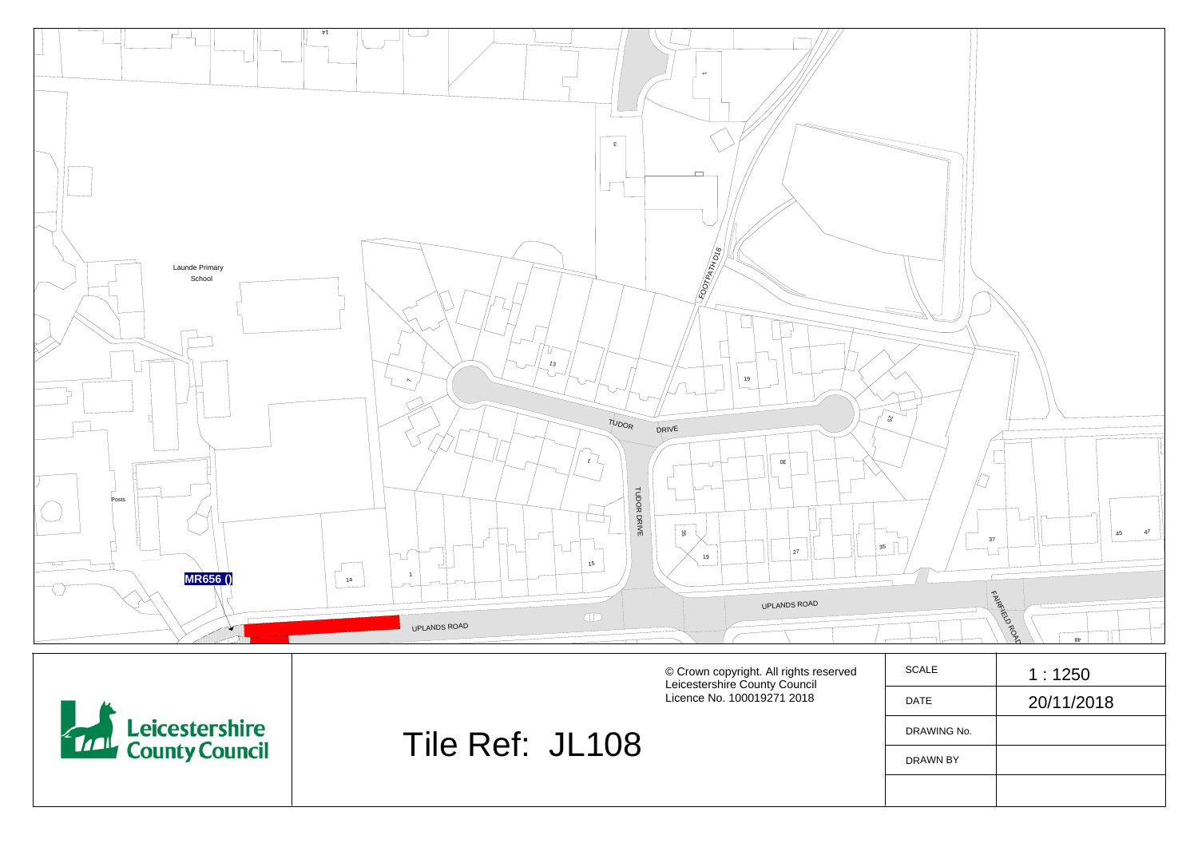Launde Primary School

Posts

MR656 ()

FOOTPATH D16

TUDOR DRIVE

TUDOR DRIVE

UPLANDS ROAD

UPLANDS ROAD

FAIRFIELD ROAD

14

3

1

13

7

19

25

1

30

35

19

27

35

15

1

1a

37

45

47

8b

© Crown copyright. All rights reserved
Leicestershire County Council
Licence No. 100019271 2018

Leicestershire County Council

Tile Ref: JL108

| SCALE | 1 : 1250 |
|---|---|
| DATE | 20/11/2018 |
| DRAWING No. | |
| DRAWN BY | |
| | |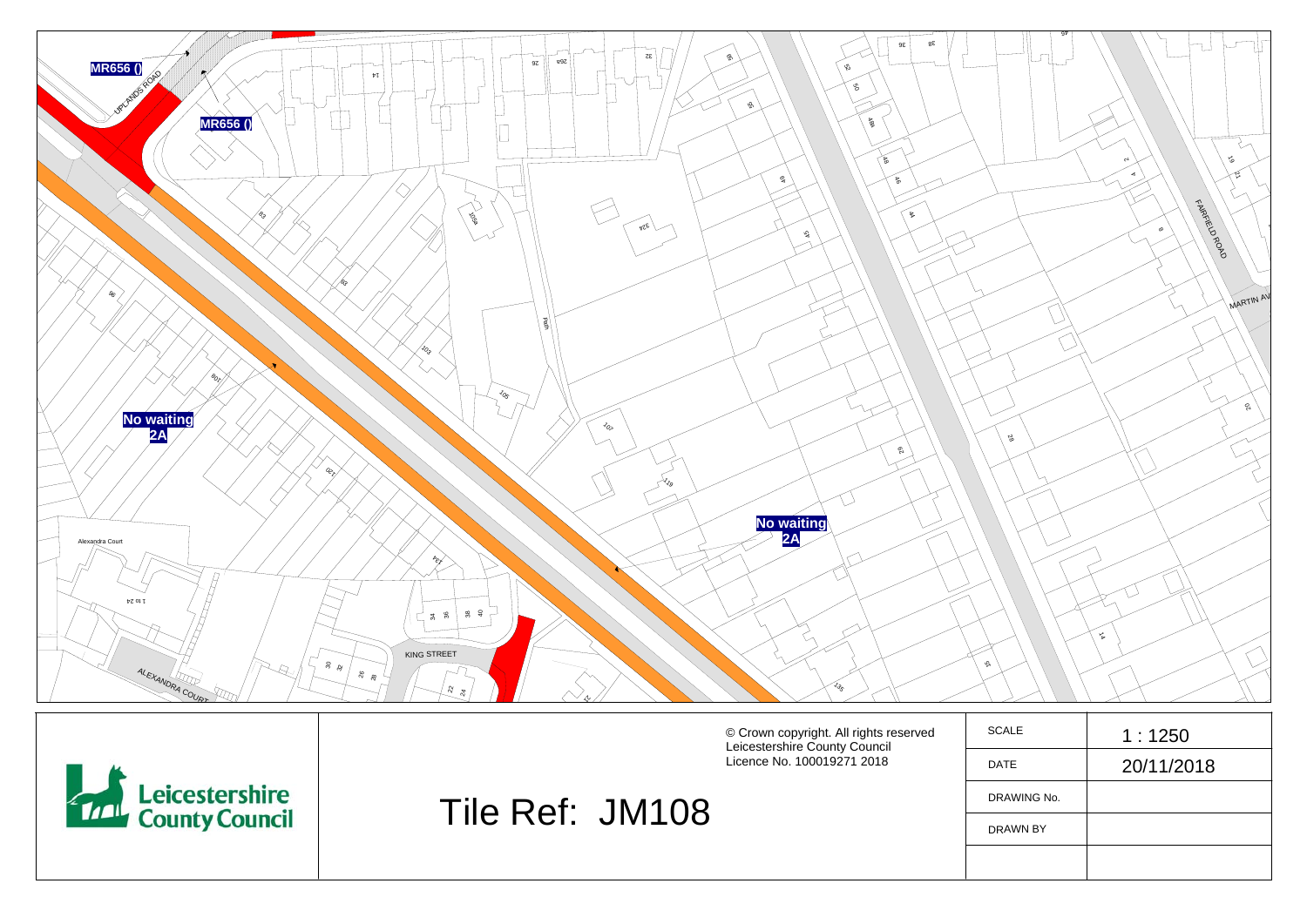MR656 ()

UPLANDS ROAD

MR656 ()

No waiting 2A

No waiting 2A

Alexandra Court

KING STREET

ALEXANDRA COURT

FAIRFIELD ROAD

MARTIN AV

© Crown copyright. All rights reserved
Leicestershire County Council
Licence No. 100019271 2018

Leicestershire County Council

Tile Ref: JM108

| SCALE | 1 : 1250 |
|---|---|
| DATE | 20/11/2018 |
| DRAWING No. | |
| DRAWN BY | |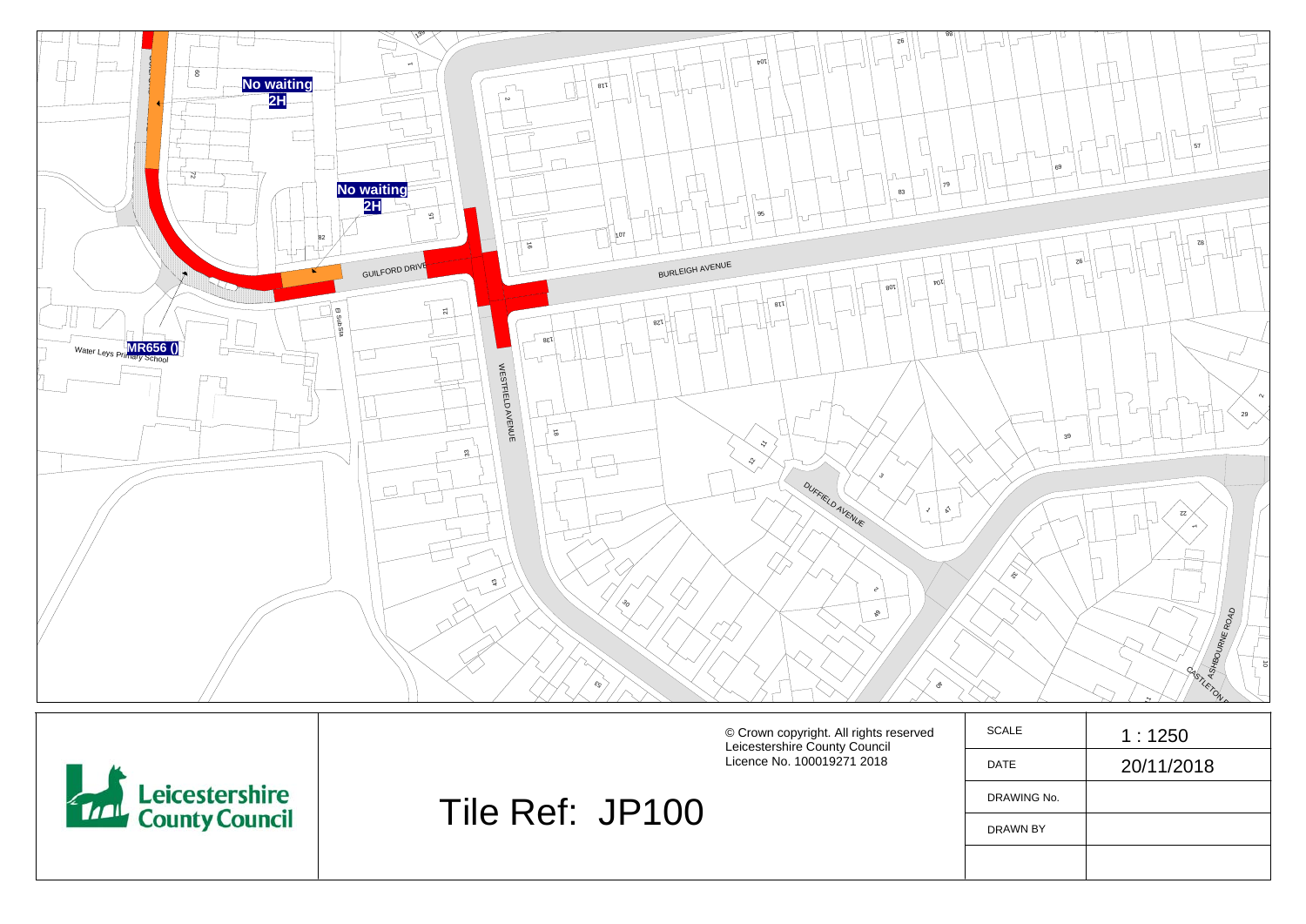No waiting 2H

No waiting 2H

GUILFORD DRIVE

BURLEIGH AVENUE

WESTFIELD AVENUE

DUFFIELD AVENUE

ASHBOURNE ROAD

CASTLETON

Water Leys Primary School

MR656 ()

El Sub Sta

© Crown copyright. All rights reserved
Leicestershire County Council
Licence No. 100019271 2018

Leicestershire County Council

Tile Ref: JP100

| SCALE | 1 : 1250 |
|---|---|
| DATE | 20/11/2018 |
| DRAWING No. | |
| DRAWN BY | |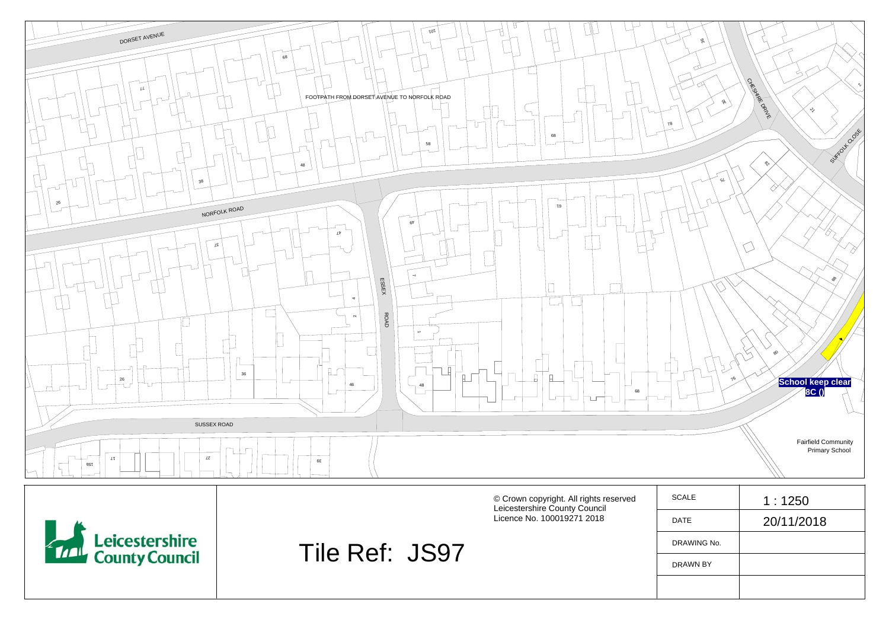DORSET AVENUE

FOOTPATH FROM DORSET AVENUE TO NORFOLK ROAD

NORFOLK ROAD

ESSEX ROAD

SUSSEX ROAD

CHESHIRE DRIVE

SUFFOLK CLOSE

**School keep clear 8C ()**

Fairfield Community Primary School

© Crown copyright. All rights reserved
Leicestershire County Council
Licence No. 100019271 2018

Leicestershire County Council

# Tile Ref: JS97

| | |
|---|---|
| SCALE | 1 : 1250 |
| DATE | 20/11/2018 |
| DRAWING No. | |
| DRAWN BY | |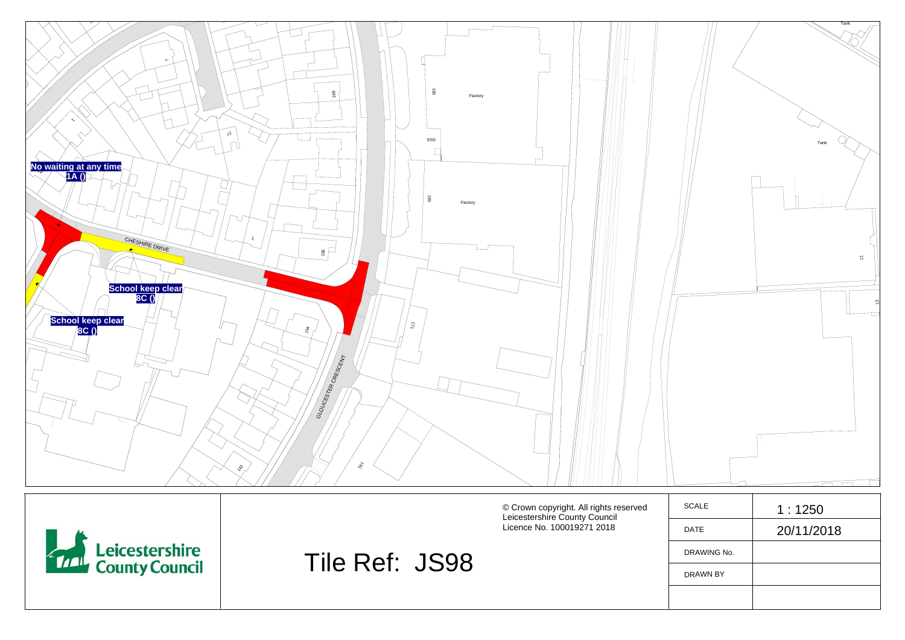No waiting at any time
1A ()

CHESHIRE DRIVE

School keep clear
8C ()

School keep clear
8C ()

GLOUCESTER CRESCENT

Factory

Factory

ESS

Tank

Tank

168

156

154

142

171

161

186

198

11

13

Leicestershire County Council

Tile Ref: JS98

© Crown copyright. All rights reserved
Leicestershire County Council
Licence No. 100019271 2018

| SCALE | 1 : 1250 |
|---|---|
| DATE | 20/11/2018 |
| DRAWING No. | |
| DRAWN BY | |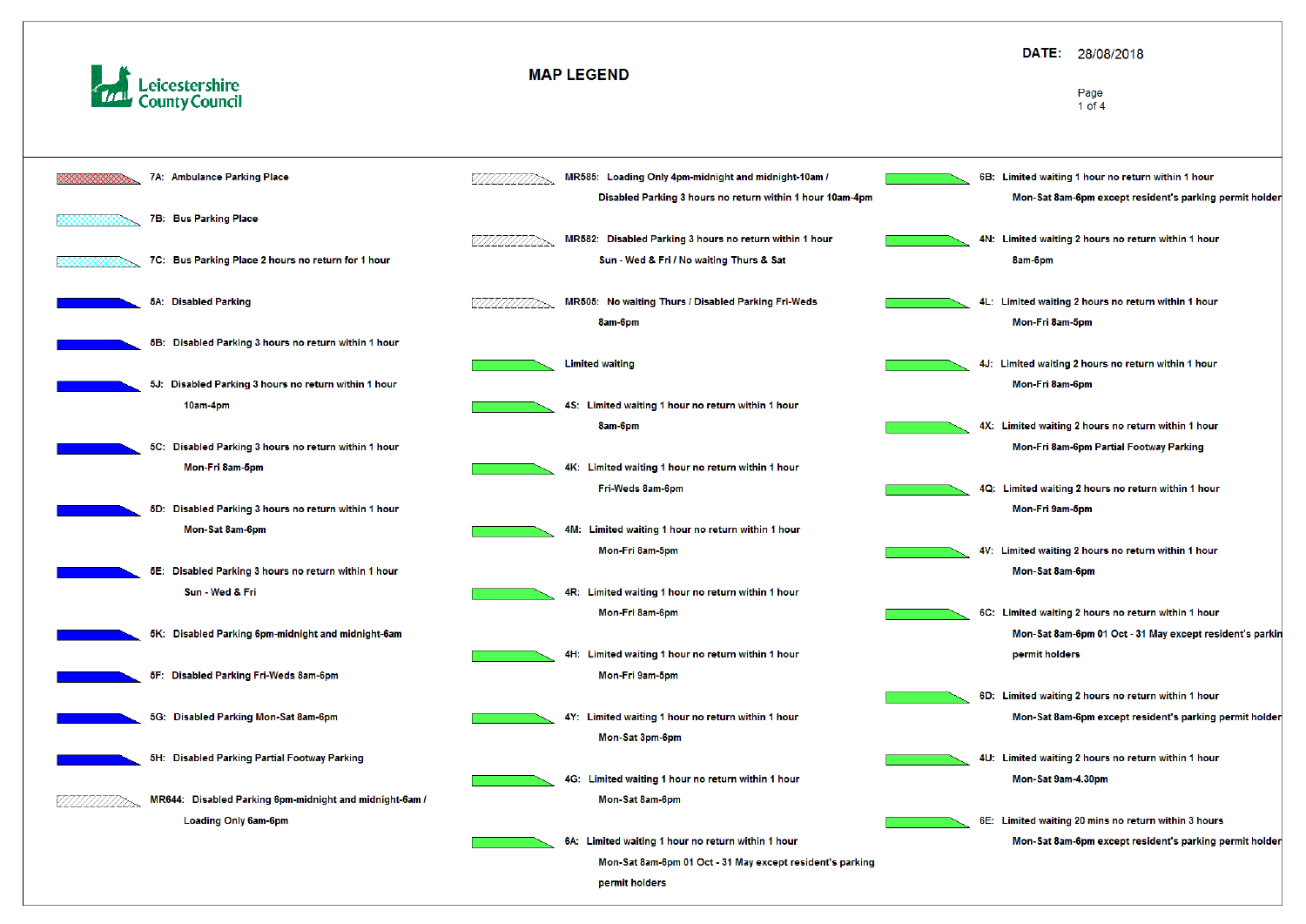**Leicestershire County Council**

# MAP LEGEND

**DATE:** 28/08/2018

- **7A:** Ambulance Parking Place
- **7B:** Bus Parking Place
- **7C:** Bus Parking Place 2 hours no return for 1 hour
- **5A:** Disabled Parking
- **5B:** Disabled Parking 3 hours no return within 1 hour
- **5J:** Disabled Parking 3 hours no return within 1 hour 10am-4pm
- **5C:** Disabled Parking 3 hours no return within 1 hour Mon-Fri 8am-5pm
- **5D:** Disabled Parking 3 hours no return within 1 hour Mon-Sat 8am-6pm
- **5E:** Disabled Parking 3 hours no return within 1 hour Sun - Wed & Fri
- **5K:** Disabled Parking 6pm-midnight and midnight-6am
- **5F:** Disabled Parking Fri-Weds 8am-6pm
- **5G:** Disabled Parking Mon-Sat 8am-6pm
- **5H:** Disabled Parking Partial Footway Parking
- **MR644:** Disabled Parking 6pm-midnight and midnight-6am / Loading Only 6am-6pm
- **MR585:** Loading Only 4pm-midnight and midnight-10am / Disabled Parking 3 hours no return within 1 hour 10am-4pm
- **MR582:** Disabled Parking 3 hours no return within 1 hour Sun - Wed & Fri / No waiting Thurs & Sat
- **MR505:** No waiting Thurs / Disabled Parking Fri-Weds 8am-6pm
- Limited waiting
- **4S:** Limited waiting 1 hour no return within 1 hour 8am-6pm
- **4K:** Limited waiting 1 hour no return within 1 hour Fri-Weds 8am-6pm
- **4M:** Limited waiting 1 hour no return within 1 hour Mon-Fri 8am-5pm
- **4R:** Limited waiting 1 hour no return within 1 hour Mon-Fri 8am-6pm
- **4H:** Limited waiting 1 hour no return within 1 hour Mon-Fri 9am-5pm
- **4Y:** Limited waiting 1 hour no return within 1 hour Mon-Sat 3pm-6pm
- **4G:** Limited waiting 1 hour no return within 1 hour Mon-Sat 8am-6pm
- **6A:** Limited waiting 1 hour no return within 1 hour Mon-Sat 8am-6pm 01 Oct - 31 May except resident's parking permit holders
- **6B:** Limited waiting 1 hour no return within 1 hour Mon-Sat 8am-6pm except resident's parking permit holder
- **4N:** Limited waiting 2 hours no return within 1 hour 8am-6pm
- **4L:** Limited waiting 2 hours no return within 1 hour Mon-Fri 8am-5pm
- **4J:** Limited waiting 2 hours no return within 1 hour Mon-Fri 8am-6pm
- **4X:** Limited waiting 2 hours no return within 1 hour Mon-Fri 8am-6pm Partial Footway Parking
- **4Q:** Limited waiting 2 hours no return within 1 hour Mon-Fri 9am-5pm
- **4V:** Limited waiting 2 hours no return within 1 hour Mon-Sat 8am-6pm
- **6C:** Limited waiting 2 hours no return within 1 hour Mon-Sat 8am-6pm 01 Oct - 31 May except resident's parkin permit holders
- **6D:** Limited waiting 2 hours no return within 1 hour Mon-Sat 8am-6pm except resident's parking permit holder
- **4U:** Limited waiting 2 hours no return within 1 hour Mon-Sat 9am-4.30pm
- **6E:** Limited waiting 20 mins no return within 3 hours Mon-Sat 8am-6pm except resident's parking permit holder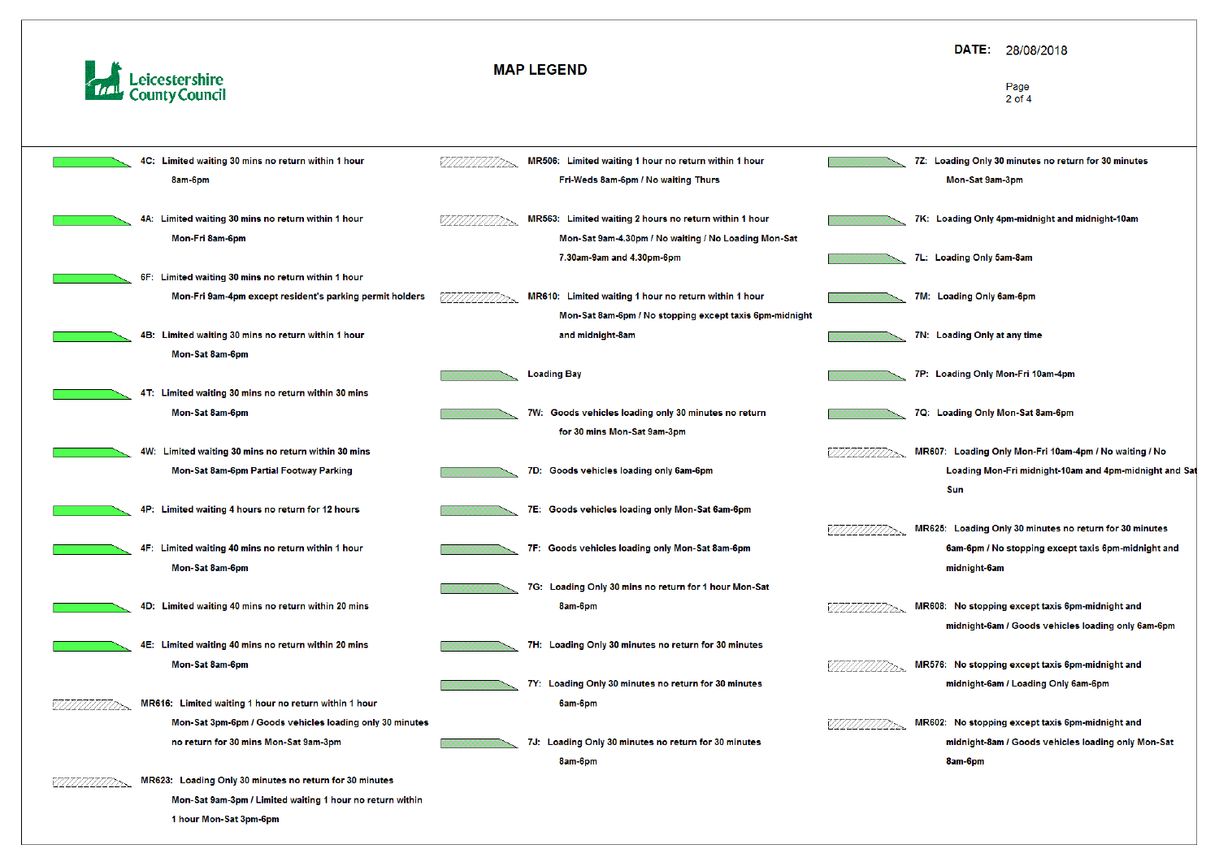Leicestershire County Council

# MAP LEGEND

**DATE:** 28/08/2018

- **4C:** Limited waiting 30 mins no return within 1 hour 8am-6pm
- **4A:** Limited waiting 30 mins no return within 1 hour Mon-Fri 8am-6pm
- **6F:** Limited waiting 30 mins no return within 1 hour Mon-Fri 9am-4pm except resident's parking permit holders
- **4B:** Limited waiting 30 mins no return within 1 hour Mon-Sat 8am-6pm
- **4T:** Limited waiting 30 mins no return within 30 mins Mon-Sat 8am-6pm
- **4W:** Limited waiting 30 mins no return within 30 mins Mon-Sat 8am-6pm Partial Footway Parking
- **4P:** Limited waiting 4 hours no return for 12 hours
- **4F:** Limited waiting 40 mins no return within 1 hour Mon-Sat 8am-6pm
- **4D:** Limited waiting 40 mins no return within 20 mins
- **4E:** Limited waiting 40 mins no return within 20 mins Mon-Sat 8am-6pm
- **MR616:** Limited waiting 1 hour no return within 1 hour Mon-Sat 3pm-6pm / Goods vehicles loading only 30 minutes no return for 30 mins Mon-Sat 9am-3pm
- **MR623:** Loading Only 30 minutes no return for 30 minutes Mon-Sat 9am-3pm / Limited waiting 1 hour no return within 1 hour Mon-Sat 3pm-6pm
- **MR506:** Limited waiting 1 hour no return within 1 hour Fri-Weds 8am-6pm / No waiting Thurs
- **MR563:** Limited waiting 2 hours no return within 1 hour Mon-Sat 9am-4.30pm / No waiting / No Loading Mon-Sat 7.30am-9am and 4.30pm-6pm
- **MR610:** Limited waiting 1 hour no return within 1 hour Mon-Sat 8am-6pm / No stopping except taxis 6pm-midnight and midnight-8am
- Loading Bay
- **7W:** Goods vehicles loading only 30 minutes no return for 30 mins Mon-Sat 9am-3pm
- **7D:** Goods vehicles loading only 6am-6pm
- **7E:** Goods vehicles loading only Mon-Sat 6am-6pm
- **7F:** Goods vehicles loading only Mon-Sat 8am-6pm
- **7G:** Loading Only 30 mins no return for 1 hour Mon-Sat 8am-6pm
- **7H:** Loading Only 30 minutes no return for 30 minutes
- **7Y:** Loading Only 30 minutes no return for 30 minutes 6am-6pm
- **7J:** Loading Only 30 minutes no return for 30 minutes 8am-6pm
- **7Z:** Loading Only 30 minutes no return for 30 minutes Mon-Sat 9am-3pm
- **7K:** Loading Only 4pm-midnight and midnight-10am
- **7L:** Loading Only 5am-8am
- **7M:** Loading Only 6am-6pm
- **7N:** Loading Only at any time
- **7P:** Loading Only Mon-Fri 10am-4pm
- **7Q:** Loading Only Mon-Sat 8am-6pm
- **MR607:** Loading Only Mon-Fri 10am-4pm / No waiting / No Loading Mon-Fri midnight-10am and 4pm-midnight and Sat Sun
- **MR625:** Loading Only 30 minutes no return for 30 minutes 6am-6pm / No stopping except taxis 6pm-midnight and midnight-6am
- **MR608:** No stopping except taxis 6pm-midnight and midnight-6am / Goods vehicles loading only 6am-6pm
- **MR576:** No stopping except taxis 6pm-midnight and midnight-6am / Loading Only 6am-6pm
- **MR602:** No stopping except taxis 6pm-midnight and midnight-8am / Goods vehicles loading only Mon-Sat 8am-6pm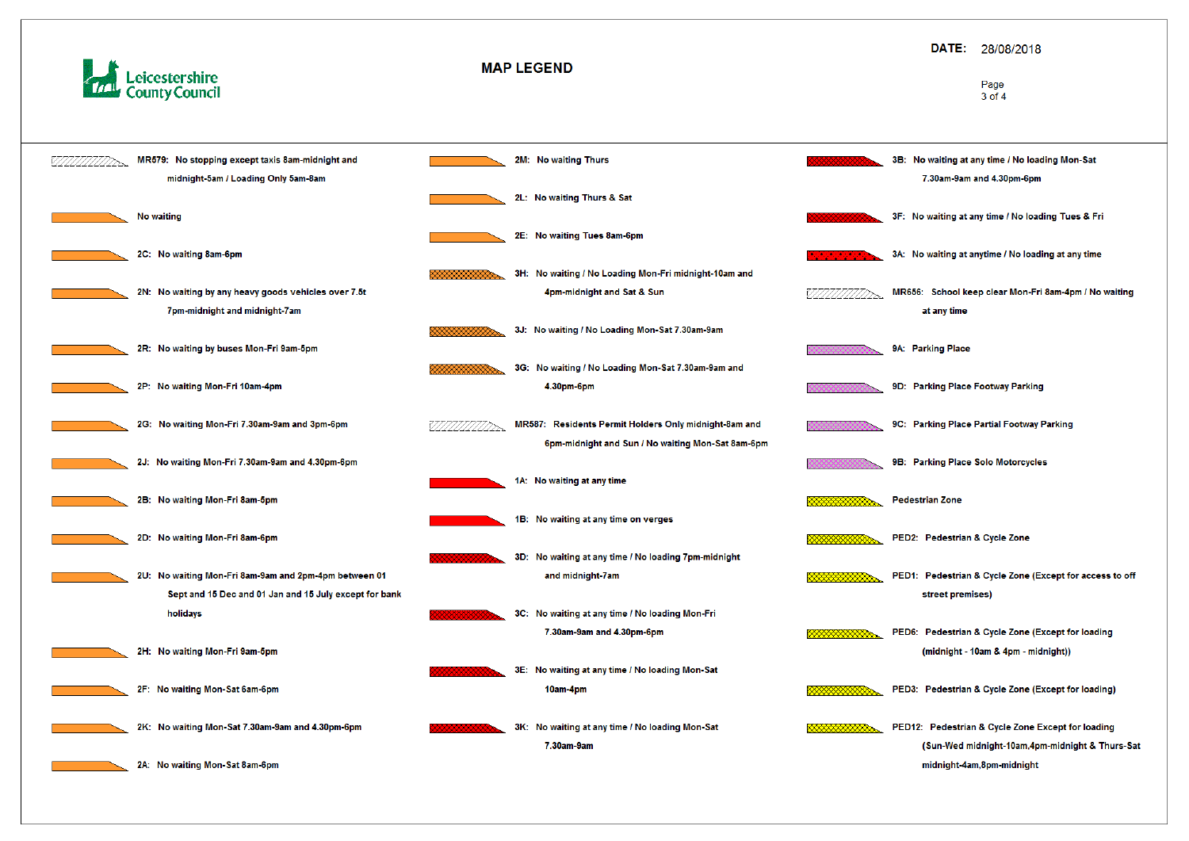Leicestershire County Council

# MAP LEGEND

**DATE:** 28/08/2018

- MR579: No stopping except taxis 8am-midnight and midnight-5am / Loading Only 5am-8am
- No waiting
- 2C: No waiting 8am-6pm
- 2N: No waiting by any heavy goods vehicles over 7.5t 7pm-midnight and midnight-7am
- 2R: No waiting by buses Mon-Fri 9am-5pm
- 2P: No waiting Mon-Fri 10am-4pm
- 2G: No waiting Mon-Fri 7.30am-9am and 3pm-6pm
- 2J: No waiting Mon-Fri 7.30am-9am and 4.30pm-6pm
- 2B: No waiting Mon-Fri 8am-5pm
- 2D: No waiting Mon-Fri 8am-6pm
- 2U: No waiting Mon-Fri 8am-9am and 2pm-4pm between 01 Sept and 15 Dec and 01 Jan and 15 July except for bank holidays
- 2H: No waiting Mon-Fri 9am-5pm
- 2F: No waiting Mon-Sat 6am-6pm
- 2K: No waiting Mon-Sat 7.30am-9am and 4.30pm-6pm
- 2A: No waiting Mon-Sat 8am-6pm
- 2M: No waiting Thurs
- 2L: No waiting Thurs & Sat
- 2E: No waiting Tues 8am-6pm
- 3H: No waiting / No Loading Mon-Fri midnight-10am and 4pm-midnight and Sat & Sun
- 3J: No waiting / No Loading Mon-Sat 7.30am-9am
- 3G: No waiting / No Loading Mon-Sat 7.30am-9am and 4.30pm-6pm
- MR587: Residents Permit Holders Only midnight-8am and 6pm-midnight and Sun / No waiting Mon-Sat 8am-6pm
- 1A: No waiting at any time
- 1B: No waiting at any time on verges
- 3D: No waiting at any time / No loading 7pm-midnight and midnight-7am
- 3C: No waiting at any time / No loading Mon-Fri 7.30am-9am and 4.30pm-6pm
- 3E: No waiting at any time / No loading Mon-Sat 10am-4pm
- 3K: No waiting at any time / No loading Mon-Sat 7.30am-9am
- 3B: No waiting at any time / No loading Mon-Sat 7.30am-9am and 4.30pm-6pm
- 3F: No waiting at any time / No loading Tues & Fri
- 3A: No waiting at anytime / No loading at any time
- MR656: School keep clear Mon-Fri 8am-4pm / No waiting at any time
- 9A: Parking Place
- 9D: Parking Place Footway Parking
- 9C: Parking Place Partial Footway Parking
- 9B: Parking Place Solo Motorcycles
- Pedestrian Zone
- PED2: Pedestrian & Cycle Zone
- PED1: Pedestrian & Cycle Zone (Except for access to off street premises)
- PED6: Pedestrian & Cycle Zone (Except for loading (midnight - 10am & 4pm - midnight))
- PED3: Pedestrian & Cycle Zone (Except for loading)
- PED12: Pedestrian & Cycle Zone Except for loading (Sun-Wed midnight-10am,4pm-midnight & Thurs-Sat midnight-4am,8pm-midnight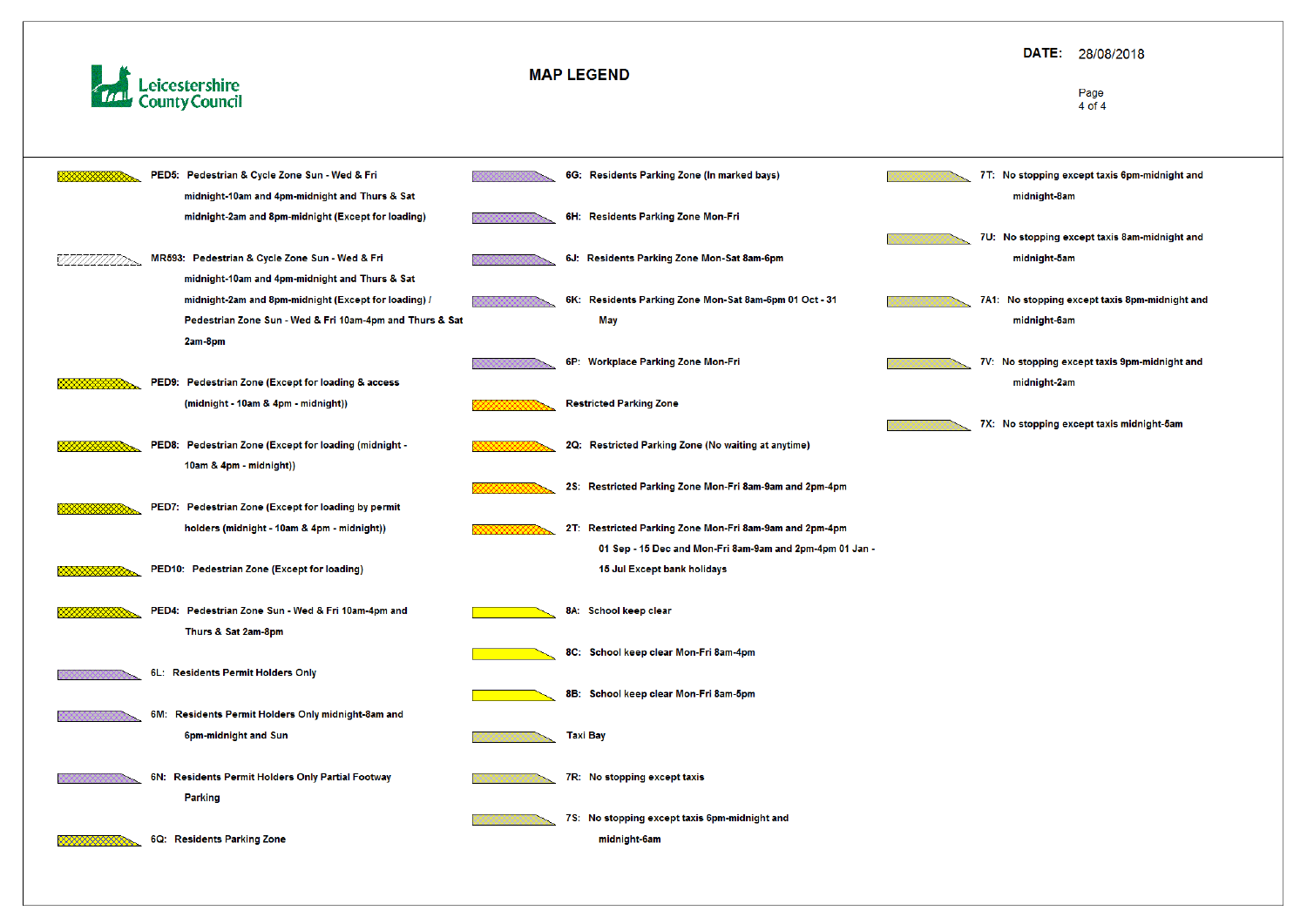Leicestershire County Council

# MAP LEGEND

**DATE:** 28/08/2018

- **PED5:** Pedestrian & Cycle Zone Sun - Wed & Fri midnight-10am and 4pm-midnight and Thurs & Sat midnight-2am and 8pm-midnight (Except for loading)
- **MR693:** Pedestrian & Cycle Zone Sun - Wed & Fri midnight-10am and 4pm-midnight and Thurs & Sat midnight-2am and 8pm-midnight (Except for loading) / Pedestrian Zone Sun - Wed & Fri 10am-4pm and Thurs & Sat 2am-8pm
- **PED9:** Pedestrian Zone (Except for loading & access (midnight - 10am & 4pm - midnight))
- **PED8:** Pedestrian Zone (Except for loading (midnight - 10am & 4pm - midnight))
- **PED7:** Pedestrian Zone (Except for loading by permit holders (midnight - 10am & 4pm - midnight))
- **PED10:** Pedestrian Zone (Except for loading)
- **PED4:** Pedestrian Zone Sun - Wed & Fri 10am-4pm and Thurs & Sat 2am-8pm
- **6L:** Residents Permit Holders Only
- **6M:** Residents Permit Holders Only midnight-8am and 6pm-midnight and Sun
- **6N:** Residents Permit Holders Only Partial Footway Parking
- **6Q:** Residents Parking Zone
- **6G:** Residents Parking Zone (In marked bays)
- **6H:** Residents Parking Zone Mon-Fri
- **6J:** Residents Parking Zone Mon-Sat 8am-6pm
- **6K:** Residents Parking Zone Mon-Sat 8am-6pm 01 Oct - 31 May
- **6P:** Workplace Parking Zone Mon-Fri
- Restricted Parking Zone
- **2Q:** Restricted Parking Zone (No waiting at anytime)
- **2S:** Restricted Parking Zone Mon-Fri 8am-9am and 2pm-4pm
- **2T:** Restricted Parking Zone Mon-Fri 8am-9am and 2pm-4pm 01 Sep - 15 Dec and Mon-Fri 8am-9am and 2pm-4pm 01 Jan - 15 Jul Except bank holidays
- **8A:** School keep clear
- **8C:** School keep clear Mon-Fri 8am-4pm
- **8B:** School keep clear Mon-Fri 8am-5pm
- Taxi Bay
- **7R:** No stopping except taxis
- **7S:** No stopping except taxis 6pm-midnight and midnight-6am
- **7T:** No stopping except taxis 6pm-midnight and midnight-8am
- **7U:** No stopping except taxis 8am-midnight and midnight-5am
- **7A1:** No stopping except taxis 8pm-midnight and midnight-6am
- **7V:** No stopping except taxis 9pm-midnight and midnight-2am
- **7X:** No stopping except taxis midnight-5am